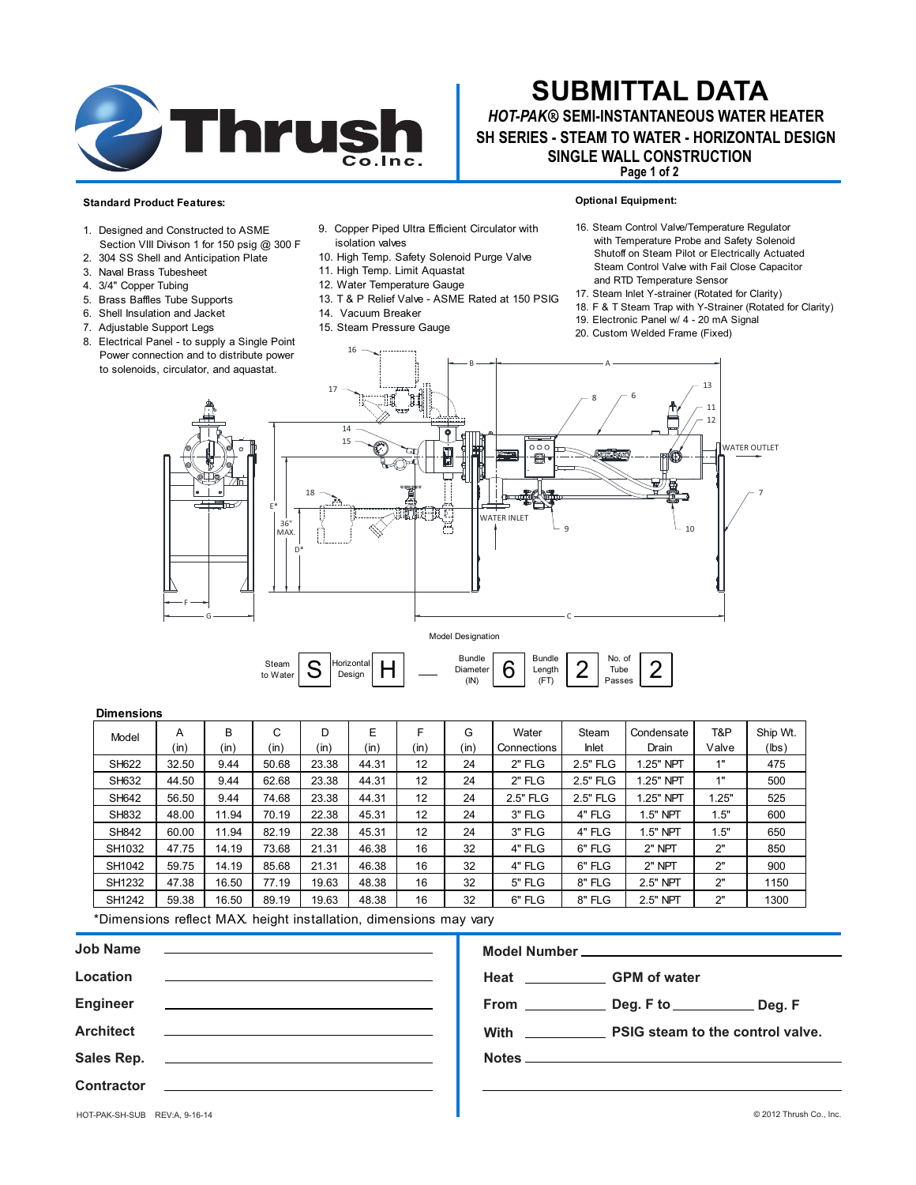# SUBMITTAL DATA

## *HOT-PAK®* SEMI-INSTANTANEOUS WATER HEATER

## SH SERIES - STEAM TO WATER - HORIZONTAL DESIGN

## SINGLE WALL CONSTRUCTION

### Standard Product Features:

1. Designed and Constructed to ASME Section VIII Divison 1 for 150 psig @ 300 F
2. 304 SS Shell and Anticipation Plate
3. Naval Brass Tubesheet
4. 3/4" Copper Tubing
5. Brass Baffles Tube Supports
6. Shell Insulation and Jacket
7. Adjustable Support Legs
8. Electrical Panel - to supply a Single Point Power connection and to distribute power to solenoids, circulator, and aquastat.
9. Copper Piped Ultra Efficient Circulator with isolation valves
10. High Temp. Safety Solenoid Purge Valve
11. High Temp. Limit Aquastat
12. Water Temperature Gauge
13. T & P Relief Valve - ASME Rated at 150 PSIG
14. Vacuum Breaker
15. Steam Pressure Gauge

### Optional Equipment:

16. Steam Control Valve/Temperature Regulator with Temperature Probe and Safety Solenoid Shutoff on Steam Pilot or Electrically Actuated Steam Control Valve with Fail Close Capacitor and RTD Temperature Sensor
17. Steam Inlet Y-strainer (Rotated for Clarity)
18. F & T Steam Trap with Y-Strainer (Rotated for Clarity)
19. Electronic Panel w/ 4 - 20 mA Signal
20. Custom Welded Frame (Fixed)

WATER OUTLET

WATER INLET

36" MAX.

### Model Designation

| Steam to Water | Horizontal Design | | Bundle Diameter (IN) | Bundle Length (FT) | No. of Tube Passes |
|---|---|---|---|---|---|
| S | H | — | 6 | 2 | 2 |

### Dimensions

| Model | A (in) | B (in) | C (in) | D (in) | E (in) | F (in) | G (in) | Water Connections | Steam Inlet | Condensate Drain | T&P Valve | Ship Wt. (lbs) |
|---|---|---|---|---|---|---|---|---|---|---|---|---|
| SH622 | 32.50 | 9.44 | 50.68 | 23.38 | 44.31 | 12 | 24 | 2" FLG | 2.5" FLG | 1.25" NPT | 1" | 475 |
| SH632 | 44.50 | 9.44 | 62.68 | 23.38 | 44.31 | 12 | 24 | 2" FLG | 2.5" FLG | 1.25" NPT | 1" | 500 |
| SH642 | 56.50 | 9.44 | 74.68 | 23.38 | 44.31 | 12 | 24 | 2.5" FLG | 2.5" FLG | 1.25" NPT | 1.25" | 525 |
| SH832 | 48.00 | 11.94 | 70.19 | 22.38 | 45.31 | 12 | 24 | 3" FLG | 4" FLG | 1.5" NPT | 1.5" | 600 |
| SH842 | 60.00 | 11.94 | 82.19 | 22.38 | 45.31 | 12 | 24 | 3" FLG | 4" FLG | 1.5" NPT | 1.5" | 650 |
| SH1032 | 47.75 | 14.19 | 73.68 | 21.31 | 46.38 | 16 | 32 | 4" FLG | 6" FLG | 2" NPT | 2" | 850 |
| SH1042 | 59.75 | 14.19 | 85.68 | 21.31 | 46.38 | 16 | 32 | 4" FLG | 6" FLG | 2" NPT | 2" | 900 |
| SH1232 | 47.38 | 16.50 | 77.19 | 19.63 | 48.38 | 16 | 32 | 5" FLG | 8" FLG | 2.5" NPT | 2" | 1150 |
| SH1242 | 59.38 | 16.50 | 89.19 | 19.63 | 48.38 | 16 | 32 | 6" FLG | 8" FLG | 2.5" NPT | 2" | 1300 |

*Dimensions reflect MAX. height installation, dimensions may vary

**Job Name** ____________________

**Location** ____________________

**Engineer** ____________________

**Architect** ____________________

**Sales Rep.** ____________________

**Contractor** ____________________

**Model Number** ____________________

**Heat** __________ **GPM of water**

**From** __________ **Deg. F to** __________ **Deg. F**

**With** __________ **PSIG steam to the control valve.**

**Notes** ____________________

HOT-PAK-SH-SUB REV:A, 9-16-14

© 2012 Thrush Co., Inc.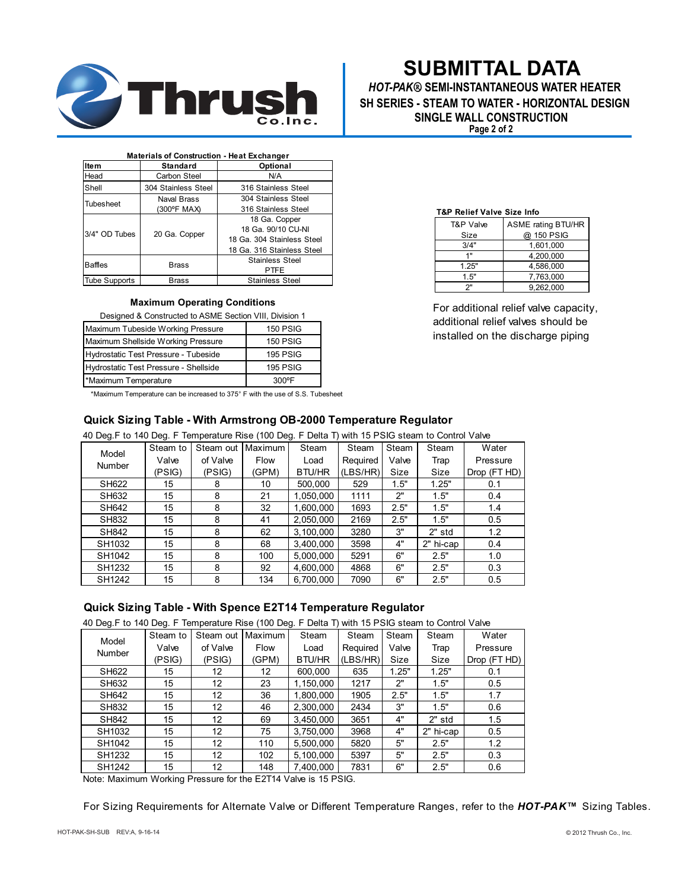# SUBMITTAL DATA

## *HOT-PAK®* SEMI-INSTANTANEOUS WATER HEATER
## SH SERIES - STEAM TO WATER - HORIZONTAL DESIGN
## SINGLE WALL CONSTRUCTION

**Materials of Construction - Heat Exchanger**

| Item | Standard | Optional |
|---|---|---|
| Head | Carbon Steel | N/A |
| Shell | 304 Stainless Steel | 316 Stainless Steel |
| Tubesheet | Naval Brass (300ºF MAX) | 304 Stainless Steel<br>316 Stainless Steel |
| 3/4" OD Tubes | 20 Ga. Copper | 18 Ga. Copper<br>18 Ga. 90/10 CU-NI<br>18 Ga. 304 Stainless Steel<br>18 Ga. 316 Stainless Steel |
| Baffles | Brass | Stainless Steel<br>PTFE |
| Tube Supports | Brass | Stainless Steel |

**T&P Relief Valve Size Info**

| T&P Valve Size | ASME rating BTU/HR @ 150 PSIG |
|---|---|
| 3/4" | 1,601,000 |
| 1" | 4,200,000 |
| 1.25" | 4,586,000 |
| 1.5" | 7,763,000 |
| 2" | 9,262,000 |

For additional relief valve capacity, additional relief valves should be installed on the discharge piping

**Maximum Operating Conditions**

Designed & Constructed to ASME Section VIII, Division 1

| | |
|---|---|
| Maximum Tubeside Working Pressure | 150 PSIG |
| Maximum Shellside Working Pressure | 150 PSIG |
| Hydrostatic Test Pressure - Tubeside | 195 PSIG |
| Hydrostatic Test Pressure - Shellside | 195 PSIG |
| *Maximum Temperature | 300ºF |

*Maximum Temperature can be increased to 375° F with the use of S.S. Tubesheet

### Quick Sizing Table - With Armstrong OB-2000 Temperature Regulator

40 Deg.F to 140 Deg. F Temperature Rise (100 Deg. F Delta T) with 15 PSIG steam to Control Valve

| Model Number | Steam to Valve (PSIG) | Steam out of Valve (PSIG) | Maximum Flow (GPM) | Steam Load BTU/HR | Steam Required (LBS/HR) | Steam Valve Size | Steam Trap Size | Water Pressure Drop (FT HD) |
|---|---|---|---|---|---|---|---|---|
| SH622 | 15 | 8 | 10 | 500,000 | 529 | 1.5" | 1.25" | 0.1 |
| SH632 | 15 | 8 | 21 | 1,050,000 | 1111 | 2" | 1.5" | 0.4 |
| SH642 | 15 | 8 | 32 | 1,600,000 | 1693 | 2.5" | 1.5" | 1.4 |
| SH832 | 15 | 8 | 41 | 2,050,000 | 2169 | 2.5" | 1.5" | 0.5 |
| SH842 | 15 | 8 | 62 | 3,100,000 | 3280 | 3" | 2" std | 1.2 |
| SH1032 | 15 | 8 | 68 | 3,400,000 | 3598 | 4" | 2" hi-cap | 0.4 |
| SH1042 | 15 | 8 | 100 | 5,000,000 | 5291 | 6" | 2.5" | 1.0 |
| SH1232 | 15 | 8 | 92 | 4,600,000 | 4868 | 6" | 2.5" | 0.3 |
| SH1242 | 15 | 8 | 134 | 6,700,000 | 7090 | 6" | 2.5" | 0.5 |

### Quick Sizing Table - With Spence E2T14 Temperature Regulator

40 Deg.F to 140 Deg. F Temperature Rise (100 Deg. F Delta T) with 15 PSIG steam to Control Valve

| Model Number | Steam to Valve (PSIG) | Steam out of Valve (PSIG) | Maximum Flow (GPM) | Steam Load BTU/HR | Steam Required (LBS/HR) | Steam Valve Size | Steam Trap Size | Water Pressure Drop (FT HD) |
|---|---|---|---|---|---|---|---|---|
| SH622 | 15 | 12 | 12 | 600,000 | 635 | 1.25" | 1.25" | 0.1 |
| SH632 | 15 | 12 | 23 | 1,150,000 | 1217 | 2" | 1.5" | 0.5 |
| SH642 | 15 | 12 | 36 | 1,800,000 | 1905 | 2.5" | 1.5" | 1.7 |
| SH832 | 15 | 12 | 46 | 2,300,000 | 2434 | 3" | 1.5" | 0.6 |
| SH842 | 15 | 12 | 69 | 3,450,000 | 3651 | 4" | 2" std | 1.5 |
| SH1032 | 15 | 12 | 75 | 3,750,000 | 3968 | 4" | 2" hi-cap | 0.5 |
| SH1042 | 15 | 12 | 110 | 5,500,000 | 5820 | 5" | 2.5" | 1.2 |
| SH1232 | 15 | 12 | 102 | 5,100,000 | 5397 | 5" | 2.5" | 0.3 |
| SH1242 | 15 | 12 | 148 | 7,400,000 | 7831 | 6" | 2.5" | 0.6 |

Note: Maximum Working Pressure for the E2T14 Valve is 15 PSIG.

For Sizing Requirements for Alternate Valve or Different Temperature Ranges, refer to the ***HOT-PAK™*** Sizing Tables.

HOT-PAK-SH-SUB REV:A, 9-16-14

© 2012 Thrush Co., Inc.